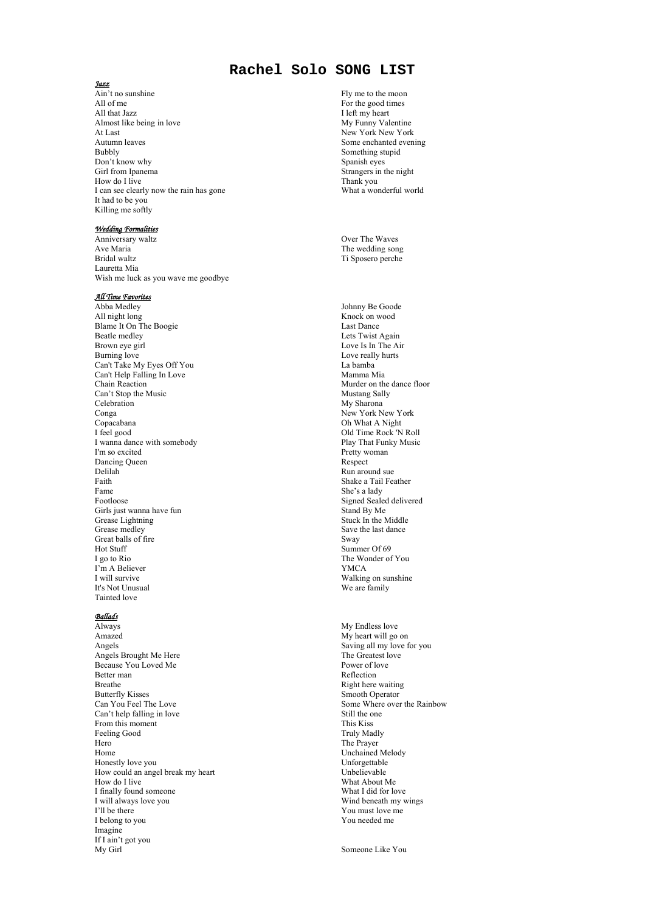# Rachel Solo SONG LIST

### *Jazz*

Ain't no sunshine
All of me
All that Jazz
Almost like being in love
At Last
Autumn leaves
Bubbly
Don't know why
Girl from Ipanema
How do I live
I can see clearly now the rain has gone
It had to be you
Killing me softly
Fly me to the moon
For the good times
I left my heart
My Funny Valentine
New York New York
Some enchanted evening
Something stupid
Spanish eyes
Strangers in the night
Thank you
What a wonderful world

### *Wedding Formalities*

Anniversary waltz
Ave Maria
Bridal waltz
Lauretta Mia
Wish me luck as you wave me goodbye
Over The Waves
The wedding song
Ti Sposero perche

### *All Time Favorites*

Abba Medley
All night long
Blame It On The Boogie
Beatle medley
Brown eye girl
Burning love
Can't Take My Eyes Off You
Can't Help Falling In Love
Chain Reaction
Can't Stop the Music
Celebration
Conga
Copacabana
I feel good
I wanna dance with somebody
I'm so excited
Dancing Queen
Delilah
Faith
Fame
Footloose
Girls just wanna have fun
Grease Lightning
Grease medley
Great balls of fire
Hot Stuff
I go to Rio
I'm A Believer
I will survive
It's Not Unusual
Tainted love
Johnny Be Goode
Knock on wood
Last Dance
Lets Twist Again
Love Is In The Air
Love really hurts
La bamba
Mamma Mia
Murder on the dance floor
Mustang Sally
My Sharona
New York New York
Oh What A Night
Old Time Rock 'N Roll
Play That Funky Music
Pretty woman
Respect
Run around sue
Shake a Tail Feather
She's a lady
Signed Sealed delivered
Stand By Me
Stuck In the Middle
Save the last dance
Sway
Summer Of 69
The Wonder of You
YMCA
Walking on sunshine
We are family

### *Ballads*

Always
Amazed
Angels
Angels Brought Me Here
Because You Loved Me
Better man
Breathe
Butterfly Kisses
Can You Feel The Love
Can't help falling in love
From this moment
Feeling Good
Hero
Home
Honestly love you
How could an angel break my heart
How do I live
I finally found someone
I will always love you
I'll be there
I belong to you
Imagine
If I ain't got you
My Girl
My Endless love
My heart will go on
Saving all my love for you
The Greatest love
Power of love
Reflection
Right here waiting
Smooth Operator
Some Where over the Rainbow
Still the one
This Kiss
Truly Madly
The Prayer
Unchained Melody
Unforgettable
Unbelievable
What About Me
What I did for love
Wind beneath my wings
You must love me
You needed me
Someone Like You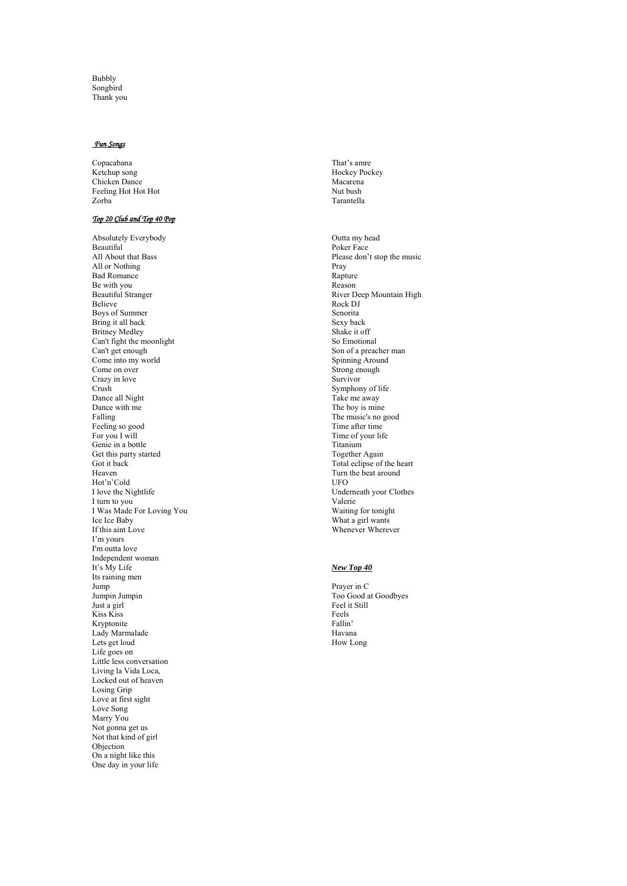Bubbly
Songbird
Thank you

### *Fun Songs*

Copacabana
Ketchup song
Chicken Dance
Feeling Hot Hot Hot
Zorba
That's amre
Hockey Pockey
Macarena
Nut bush
Tarantella

### *Top 20 Club and Top 40 Pop*

Absolutely Everybody
Beautiful
All About that Bass
All or Nothing
Bad Romance
Be with you
Beautiful Stranger
Believe
Boys of Summer
Bring it all back
Britney Medley
Can't fight the moonlight
Can't get enough
Come into my world
Come on over
Crazy in love
Crush
Dance all Night
Dance with me
Falling
Feeling so good
For you I will
Genie in a bottle
Get this party started
Got it back
Heaven
Hot'n'Cold
I love the Nightlife
I turn to you
I Was Made For Loving You
Ice Ice Baby
If this aint Love
I'm yours
I'm outta love
Independent woman
It's My Life
Its raining men
Jump
Jumpin Jumpin
Just a girl
Kiss Kiss
Kryptonite
Lady Marmalade
Lets get loud
Life goes on
Little less conversation
Living la Vida Loca,
Locked out of heaven
Losing Grip
Love at first sight
Love Song
Marry You
Not gonna get us
Not that kind of girl
Objection
On a night like this
One day in your life
Outta my head
Poker Face
Please don't stop the music
Pray
Rapture
Reason
River Deep Mountain High
Rock DJ
Senorita
Sexy back
Shake it off
So Emotional
Son of a preacher man
Spinning Around
Strong enough
Survivor
Symphony of life
Take me away
The boy is mine
The music's no good
Time after time
Time of your life
Titanium
Together Again
Total eclipse of the heart
Turn the beat around
UFO
Underneath your Clothes
Valerie
Waiting for tonight
What a girl wants
Whenever Wherever

### ***New Top 40***

Prayer in C
Too Good at Goodbyes
Feel it Still
Feels
Fallin'
Havana
How Long